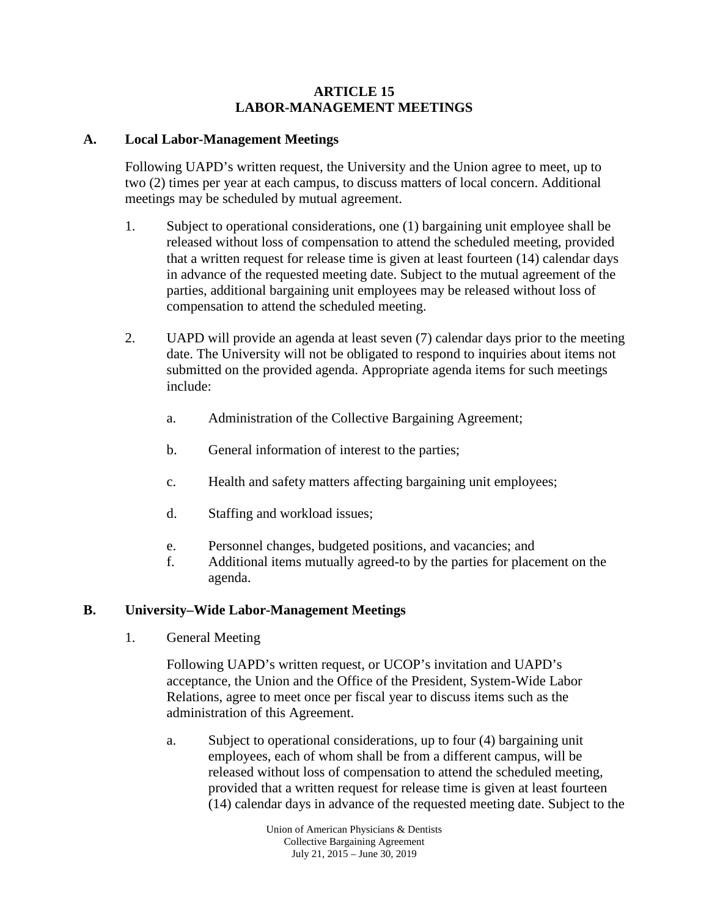# ARTICLE 15
# LABOR-MANAGEMENT MEETINGS

## A. Local Labor-Management Meetings

Following UAPD's written request, the University and the Union agree to meet, up to two (2) times per year at each campus, to discuss matters of local concern. Additional meetings may be scheduled by mutual agreement.

1. Subject to operational considerations, one (1) bargaining unit employee shall be released without loss of compensation to attend the scheduled meeting, provided that a written request for release time is given at least fourteen (14) calendar days in advance of the requested meeting date. Subject to the mutual agreement of the parties, additional bargaining unit employees may be released without loss of compensation to attend the scheduled meeting.

2. UAPD will provide an agenda at least seven (7) calendar days prior to the meeting date. The University will not be obligated to respond to inquiries about items not submitted on the provided agenda. Appropriate agenda items for such meetings include:

   a. Administration of the Collective Bargaining Agreement;

   b. General information of interest to the parties;

   c. Health and safety matters affecting bargaining unit employees;

   d. Staffing and workload issues;

   e. Personnel changes, budgeted positions, and vacancies; and

   f. Additional items mutually agreed-to by the parties for placement on the agenda.

## B. University–Wide Labor-Management Meetings

1. General Meeting

   Following UAPD's written request, or UCOP's invitation and UAPD's acceptance, the Union and the Office of the President, System-Wide Labor Relations, agree to meet once per fiscal year to discuss items such as the administration of this Agreement.

   a. Subject to operational considerations, up to four (4) bargaining unit employees, each of whom shall be from a different campus, will be released without loss of compensation to attend the scheduled meeting, provided that a written request for release time is given at least fourteen (14) calendar days in advance of the requested meeting date. Subject to the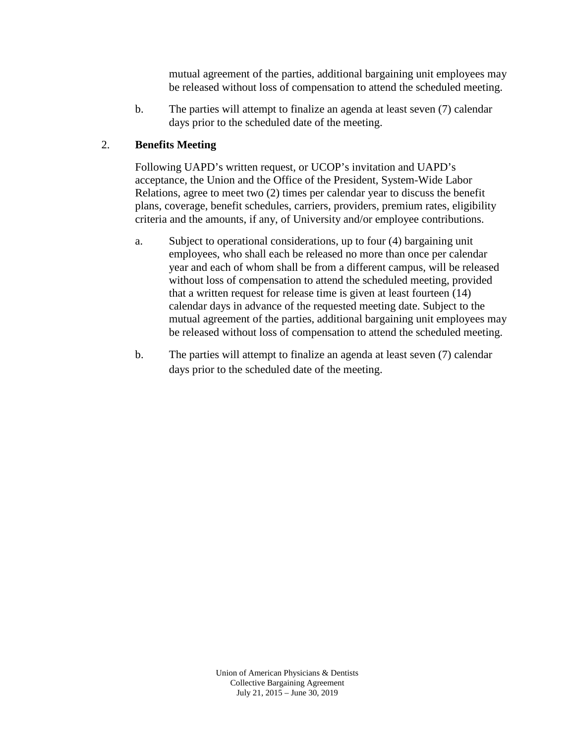mutual agreement of the parties, additional bargaining unit employees may be released without loss of compensation to attend the scheduled meeting.

b. The parties will attempt to finalize an agenda at least seven (7) calendar days prior to the scheduled date of the meeting.

2. **Benefits Meeting**

Following UAPD's written request, or UCOP's invitation and UAPD's acceptance, the Union and the Office of the President, System-Wide Labor Relations, agree to meet two (2) times per calendar year to discuss the benefit plans, coverage, benefit schedules, carriers, providers, premium rates, eligibility criteria and the amounts, if any, of University and/or employee contributions.

a. Subject to operational considerations, up to four (4) bargaining unit employees, who shall each be released no more than once per calendar year and each of whom shall be from a different campus, will be released without loss of compensation to attend the scheduled meeting, provided that a written request for release time is given at least fourteen (14) calendar days in advance of the requested meeting date. Subject to the mutual agreement of the parties, additional bargaining unit employees may be released without loss of compensation to attend the scheduled meeting.

b. The parties will attempt to finalize an agenda at least seven (7) calendar days prior to the scheduled date of the meeting.